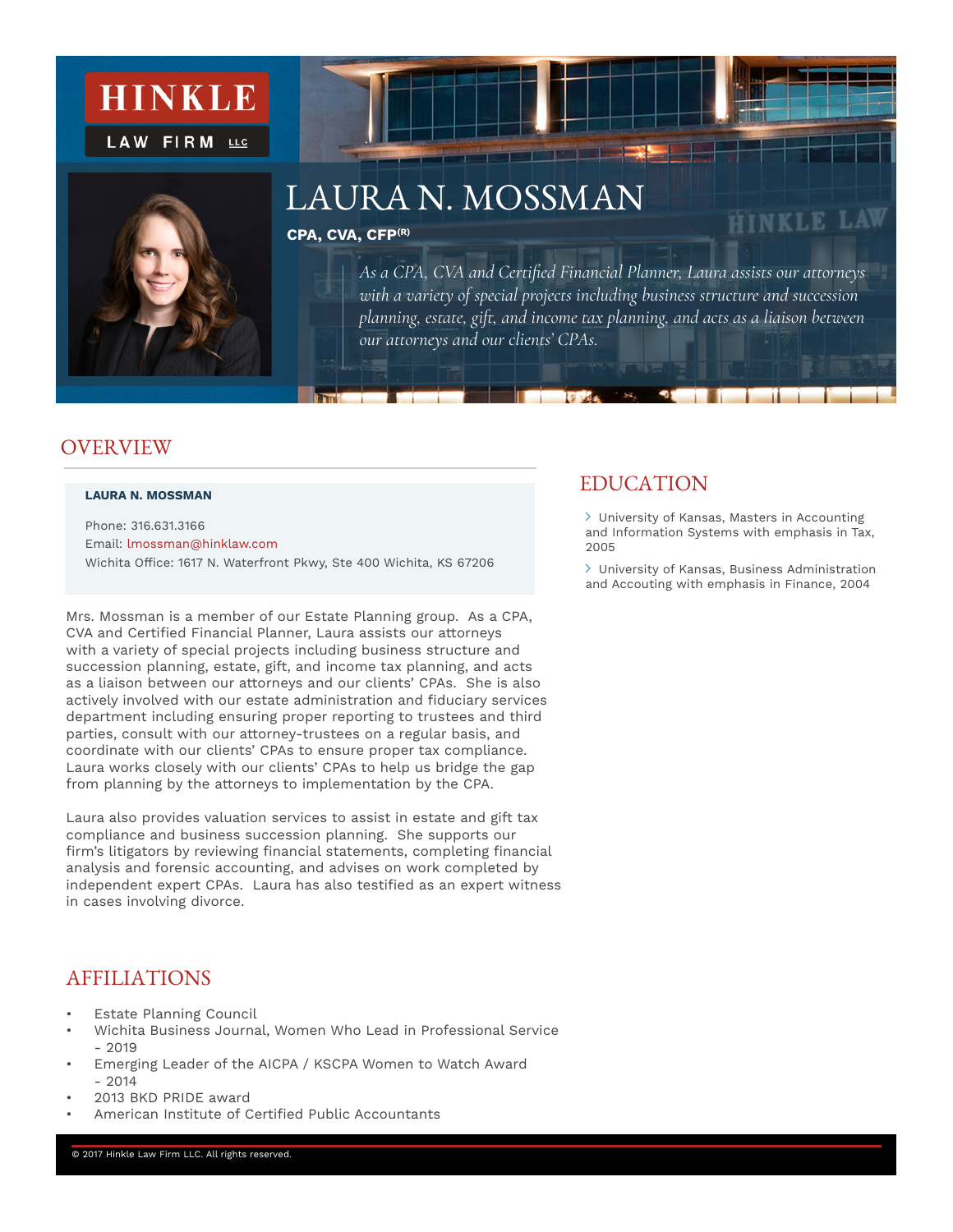HINKLE

LAW FIRM LLC

# LAURA N. MOSSMAN

**CPA, CVA, CFP(R)**

*As a CPA, CVA and Certified Financial Planner, Laura assists our attorneys with a variety of special projects including business structure and succession planning, estate, gift, and income tax planning, and acts as a liaison between our attorneys and our clients' CPAs.*

## OVERVIEW

**LAURA N. MOSSMAN**

Phone: 316.631.3166
Email: lmossman@hinklaw.com
Wichita Office: 1617 N. Waterfront Pkwy, Ste 400 Wichita, KS 67206

Mrs. Mossman is a member of our Estate Planning group. As a CPA, CVA and Certified Financial Planner, Laura assists our attorneys with a variety of special projects including business structure and succession planning, estate, gift, and income tax planning, and acts as a liaison between our attorneys and our clients' CPAs. She is also actively involved with our estate administration and fiduciary services department including ensuring proper reporting to trustees and third parties, consult with our attorney-trustees on a regular basis, and coordinate with our clients' CPAs to ensure proper tax compliance. Laura works closely with our clients' CPAs to help us bridge the gap from planning by the attorneys to implementation by the CPA.

Laura also provides valuation services to assist in estate and gift tax compliance and business succession planning. She supports our firm's litigators by reviewing financial statements, completing financial analysis and forensic accounting, and advises on work completed by independent expert CPAs. Laura has also testified as an expert witness in cases involving divorce.

## AFFILIATIONS

- Estate Planning Council
- Wichita Business Journal, Women Who Lead in Professional Service - 2019
- Emerging Leader of the AICPA / KSCPA Women to Watch Award - 2014
- 2013 BKD PRIDE award
- American Institute of Certified Public Accountants

## EDUCATION

- University of Kansas, Masters in Accounting and Information Systems with emphasis in Tax, 2005
- University of Kansas, Business Administration and Accouting with emphasis in Finance, 2004

© 2017 Hinkle Law Firm LLC. All rights reserved.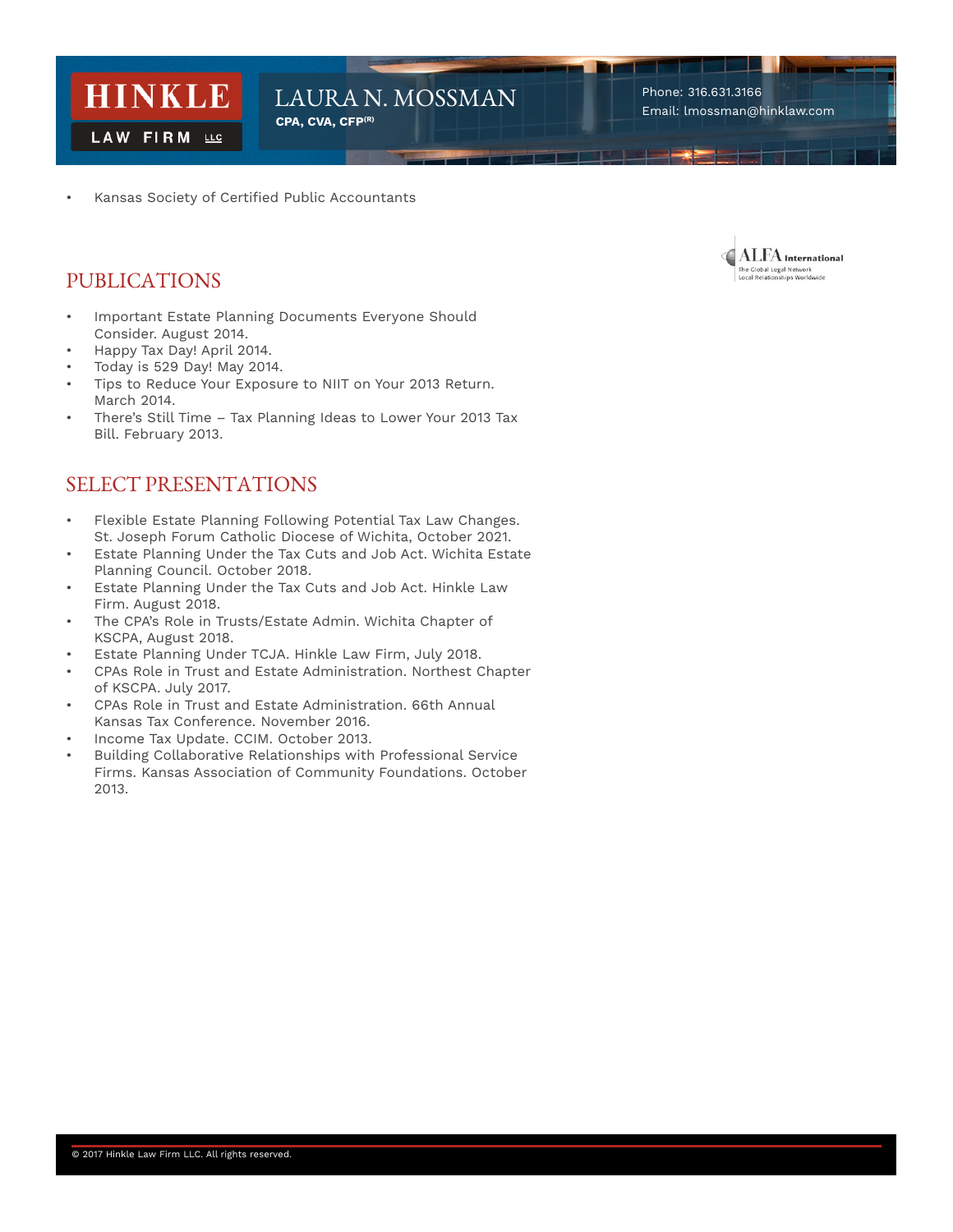- Kansas Society of Certified Public Accountants

## PUBLICATIONS

- Important Estate Planning Documents Everyone Should Consider. August 2014.
- Happy Tax Day! April 2014.
- Today is 529 Day! May 2014.
- Tips to Reduce Your Exposure to NIIT on Your 2013 Return. March 2014.
- There's Still Time – Tax Planning Ideas to Lower Your 2013 Tax Bill. February 2013.

## SELECT PRESENTATIONS

- Flexible Estate Planning Following Potential Tax Law Changes. St. Joseph Forum Catholic Diocese of Wichita, October 2021.
- Estate Planning Under the Tax Cuts and Job Act. Wichita Estate Planning Council. October 2018.
- Estate Planning Under the Tax Cuts and Job Act. Hinkle Law Firm. August 2018.
- The CPA's Role in Trusts/Estate Admin. Wichita Chapter of KSCPA, August 2018.
- Estate Planning Under TCJA. Hinkle Law Firm, July 2018.
- CPAs Role in Trust and Estate Administration. Northest Chapter of KSCPA. July 2017.
- CPAs Role in Trust and Estate Administration. 66th Annual Kansas Tax Conference. November 2016.
- Income Tax Update. CCIM. October 2013.
- Building Collaborative Relationships with Professional Service Firms. Kansas Association of Community Foundations. October 2013.